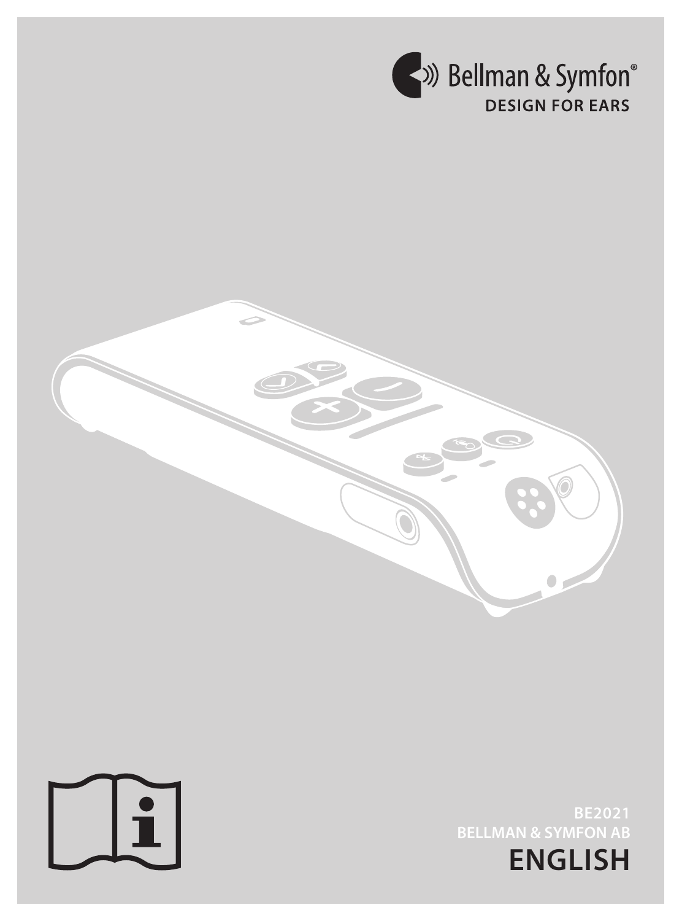Bellman & Symfon®

DESIGN FOR EARS

**BE2021**

**BELLMAN & SYMFON AB**

# ENGLISH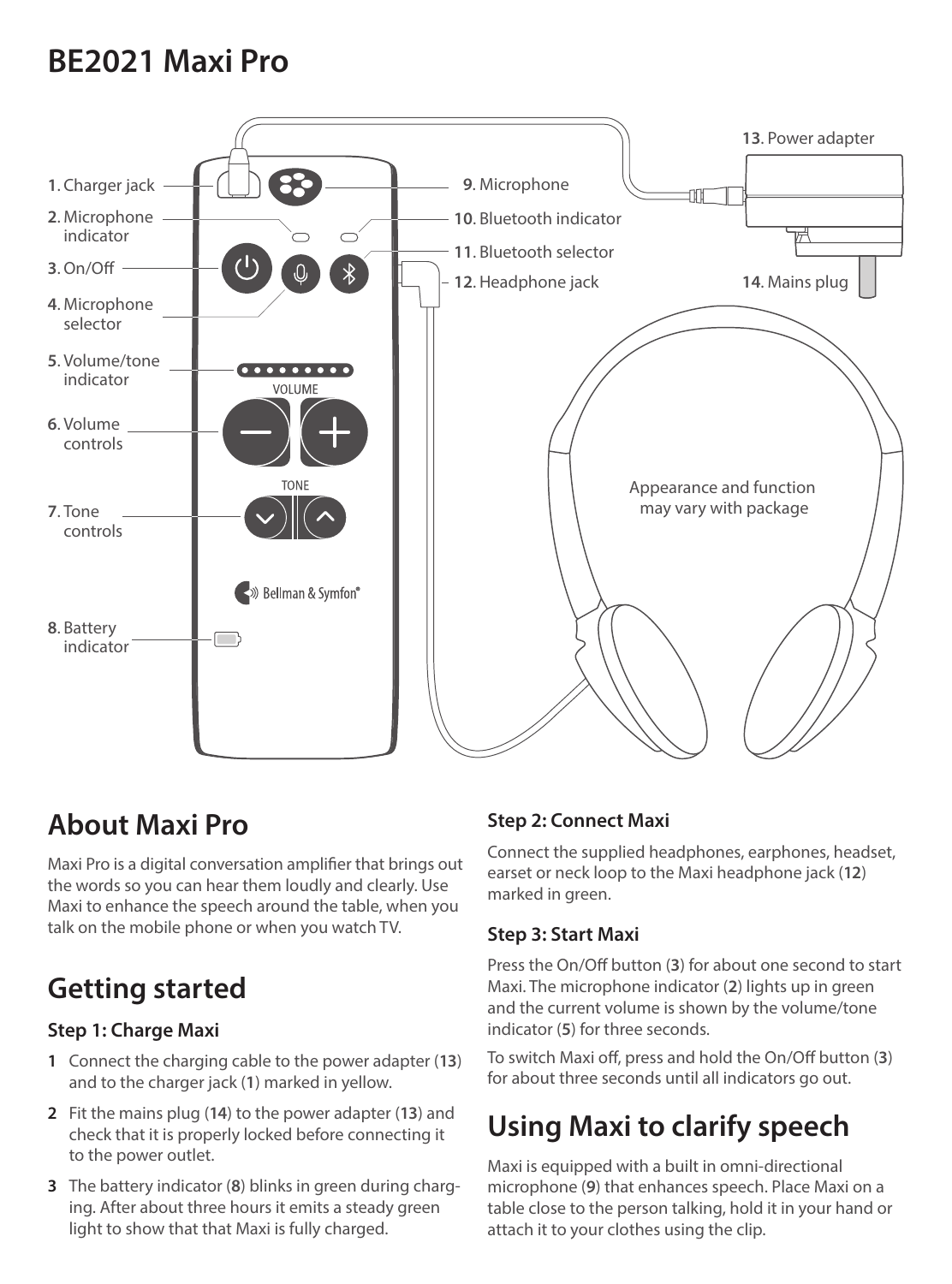# BE2021 Maxi Pro

1. Charger jack
2. Microphone indicator
3. On/Off
4. Microphone selector
5. Volume/tone indicator
6. Volume controls
7. Tone controls
8. Battery indicator
9. Microphone
10. Bluetooth indicator
11. Bluetooth selector
12. Headphone jack
13. Power adapter
14. Mains plug

Appearance and function may vary with package

## About Maxi Pro

Maxi Pro is a digital conversation amplifier that brings out the words so you can hear them loudly and clearly. Use Maxi to enhance the speech around the table, when you talk on the mobile phone or when you watch TV.

## Getting started

### Step 1: Charge Maxi

1. Connect the charging cable to the power adapter (**13**) and to the charger jack (**1**) marked in yellow.
2. Fit the mains plug (**14**) to the power adapter (**13**) and check that it is properly locked before connecting it to the power outlet.
3. The battery indicator (**8**) blinks in green during charging. After about three hours it emits a steady green light to show that that Maxi is fully charged.

### Step 2: Connect Maxi

Connect the supplied headphones, earphones, headset, earset or neck loop to the Maxi headphone jack (**12**) marked in green.

### Step 3: Start Maxi

Press the On/Off button (**3**) for about one second to start Maxi. The microphone indicator (**2**) lights up in green and the current volume is shown by the volume/tone indicator (**5**) for three seconds.

To switch Maxi off, press and hold the On/Off button (**3**) for about three seconds until all indicators go out.

## Using Maxi to clarify speech

Maxi is equipped with a built in omni-directional microphone (**9**) that enhances speech. Place Maxi on a table close to the person talking, hold it in your hand or attach it to your clothes using the clip.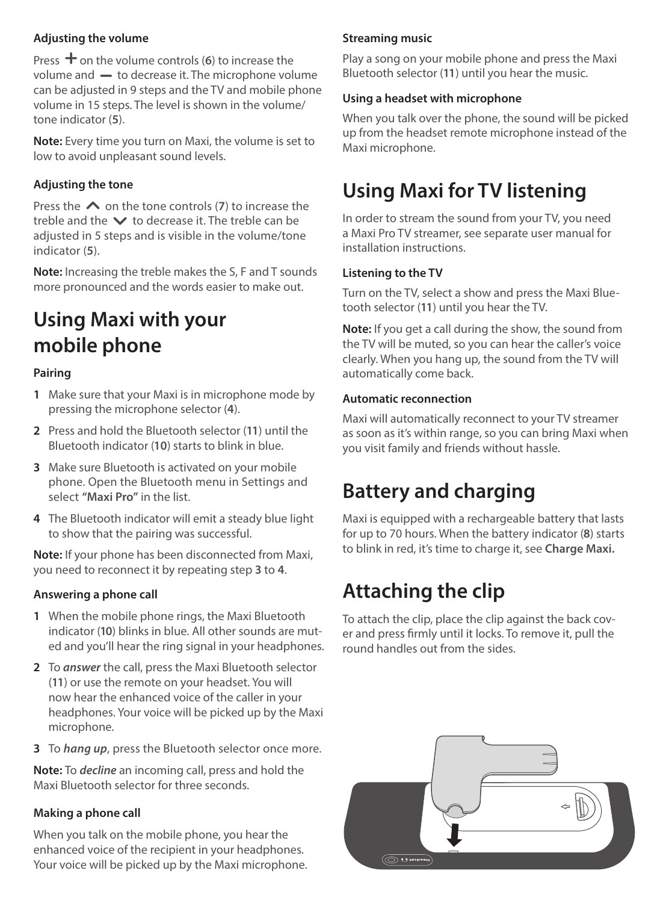### Adjusting the volume

Press + on the volume controls (**6**) to increase the volume and — to decrease it. The microphone volume can be adjusted in 9 steps and the TV and mobile phone volume in 15 steps. The level is shown in the volume/tone indicator (**5**).

**Note:** Every time you turn on Maxi, the volume is set to low to avoid unpleasant sound levels.

### Adjusting the tone

Press the ∧ on the tone controls (**7**) to increase the treble and the ∨ to decrease it. The treble can be adjusted in 5 steps and is visible in the volume/tone indicator (**5**).

**Note:** Increasing the treble makes the S, F and T sounds more pronounced and the words easier to make out.

## Using Maxi with your mobile phone

### Pairing

1. Make sure that your Maxi is in microphone mode by pressing the microphone selector (**4**).
2. Press and hold the Bluetooth selector (**11**) until the Bluetooth indicator (**10**) starts to blink in blue.
3. Make sure Bluetooth is activated on your mobile phone. Open the Bluetooth menu in Settings and select **"Maxi Pro"** in the list.
4. The Bluetooth indicator will emit a steady blue light to show that the pairing was successful.

**Note:** If your phone has been disconnected from Maxi, you need to reconnect it by repeating step **3** to **4**.

### Answering a phone call

1. When the mobile phone rings, the Maxi Bluetooth indicator (**10**) blinks in blue. All other sounds are muted and you'll hear the ring signal in your headphones.
2. To ***answer*** the call, press the Maxi Bluetooth selector (**11**) or use the remote on your headset. You will now hear the enhanced voice of the caller in your headphones. Your voice will be picked up by the Maxi microphone.
3. To ***hang up***, press the Bluetooth selector once more.

**Note:** To ***decline*** an incoming call, press and hold the Maxi Bluetooth selector for three seconds.

### Making a phone call

When you talk on the mobile phone, you hear the enhanced voice of the recipient in your headphones. Your voice will be picked up by the Maxi microphone.

### Streaming music

Play a song on your mobile phone and press the Maxi Bluetooth selector (**11**) until you hear the music.

### Using a headset with microphone

When you talk over the phone, the sound will be picked up from the headset remote microphone instead of the Maxi microphone.

## Using Maxi for TV listening

In order to stream the sound from your TV, you need a Maxi Pro TV streamer, see separate user manual for installation instructions.

### Listening to the TV

Turn on the TV, select a show and press the Maxi Bluetooth selector (**11**) until you hear the TV.

**Note:** If you get a call during the show, the sound from the TV will be muted, so you can hear the caller's voice clearly. When you hang up, the sound from the TV will automatically come back.

### Automatic reconnection

Maxi will automatically reconnect to your TV streamer as soon as it's within range, so you can bring Maxi when you visit family and friends without hassle.

## Battery and charging

Maxi is equipped with a rechargeable battery that lasts for up to 70 hours. When the battery indicator (**8**) starts to blink in red, it's time to charge it, see **Charge Maxi.**

## Attaching the clip

To attach the clip, place the clip against the back cover and press firmly until it locks. To remove it, pull the round handles out from the sides.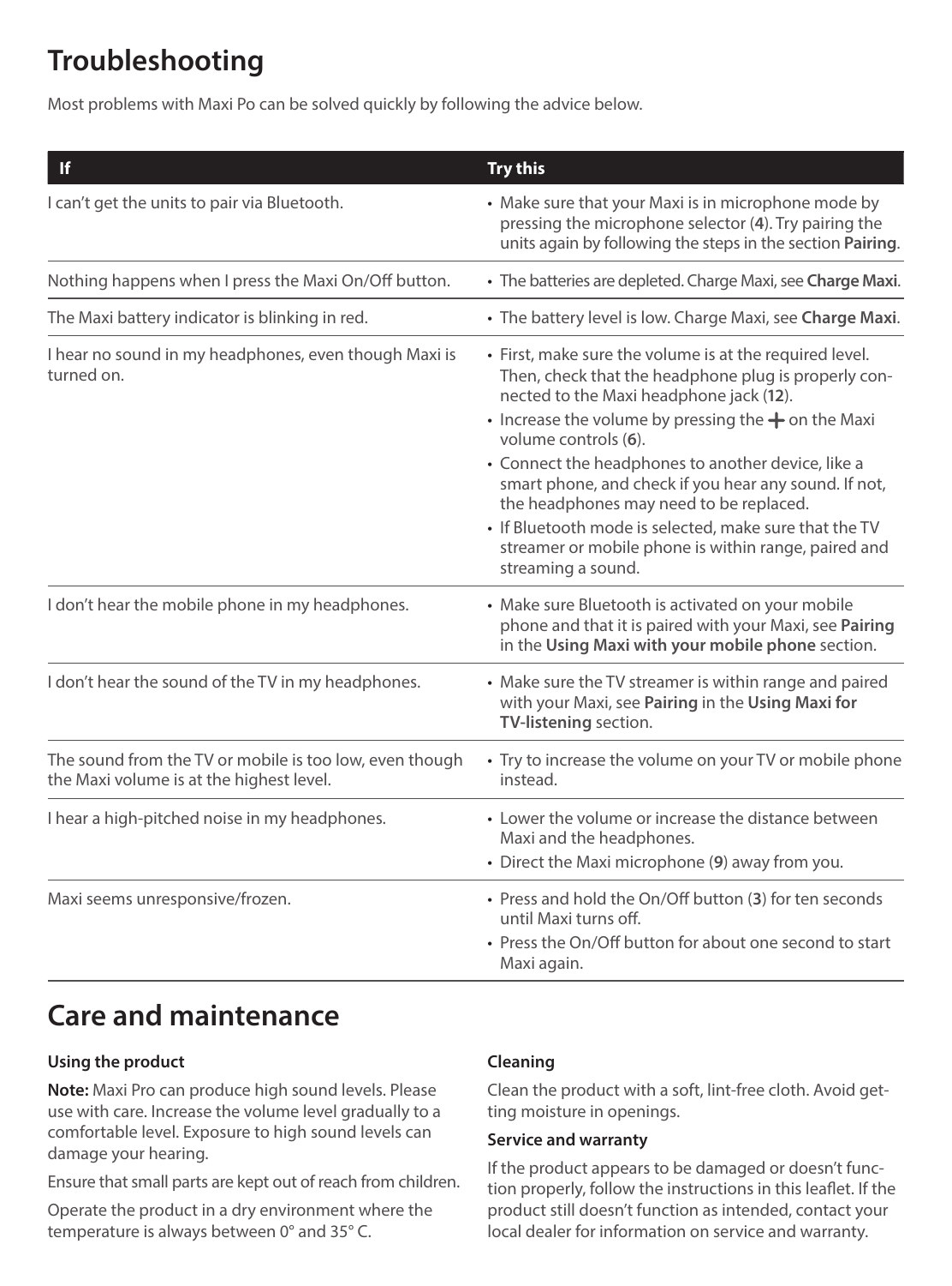## Troubleshooting

Most problems with Maxi Po can be solved quickly by following the advice below.

| If | Try this |
| --- | --- |
| I can't get the units to pair via Bluetooth. | • Make sure that your Maxi is in microphone mode by pressing the microphone selector (**4**). Try pairing the units again by following the steps in the section **Pairing**. |
| Nothing happens when I press the Maxi On/Off button. | • The batteries are depleted. Charge Maxi, see **Charge Maxi**. |
| The Maxi battery indicator is blinking in red. | • The battery level is low. Charge Maxi, see **Charge Maxi**. |
| I hear no sound in my headphones, even though Maxi is turned on. | • First, make sure the volume is at the required level. Then, check that the headphone plug is properly connected to the Maxi headphone jack (**12**).<br>• Increase the volume by pressing the + on the Maxi volume controls (**6**).<br>• Connect the headphones to another device, like a smart phone, and check if you hear any sound. If not, the headphones may need to be replaced.<br>• If Bluetooth mode is selected, make sure that the TV streamer or mobile phone is within range, paired and streaming a sound. |
| I don't hear the mobile phone in my headphones. | • Make sure Bluetooth is activated on your mobile phone and that it is paired with your Maxi, see **Pairing** in the **Using Maxi with your mobile phone** section. |
| I don't hear the sound of the TV in my headphones. | • Make sure the TV streamer is within range and paired with your Maxi, see **Pairing** in the **Using Maxi for TV-listening** section. |
| The sound from the TV or mobile is too low, even though the Maxi volume is at the highest level. | • Try to increase the volume on your TV or mobile phone instead. |
| I hear a high-pitched noise in my headphones. | • Lower the volume or increase the distance between Maxi and the headphones.<br>• Direct the Maxi microphone (**9**) away from you. |
| Maxi seems unresponsive/frozen. | • Press and hold the On/Off button (**3**) for ten seconds until Maxi turns off.<br>• Press the On/Off button for about one second to start Maxi again. |

## Care and maintenance

### Using the product

**Note:** Maxi Pro can produce high sound levels. Please use with care. Increase the volume level gradually to a comfortable level. Exposure to high sound levels can damage your hearing.

Ensure that small parts are kept out of reach from children.

Operate the product in a dry environment where the temperature is always between 0° and 35° C.

### Cleaning

Clean the product with a soft, lint-free cloth. Avoid getting moisture in openings.

### Service and warranty

If the product appears to be damaged or doesn't function properly, follow the instructions in this leaflet. If the product still doesn't function as intended, contact your local dealer for information on service and warranty.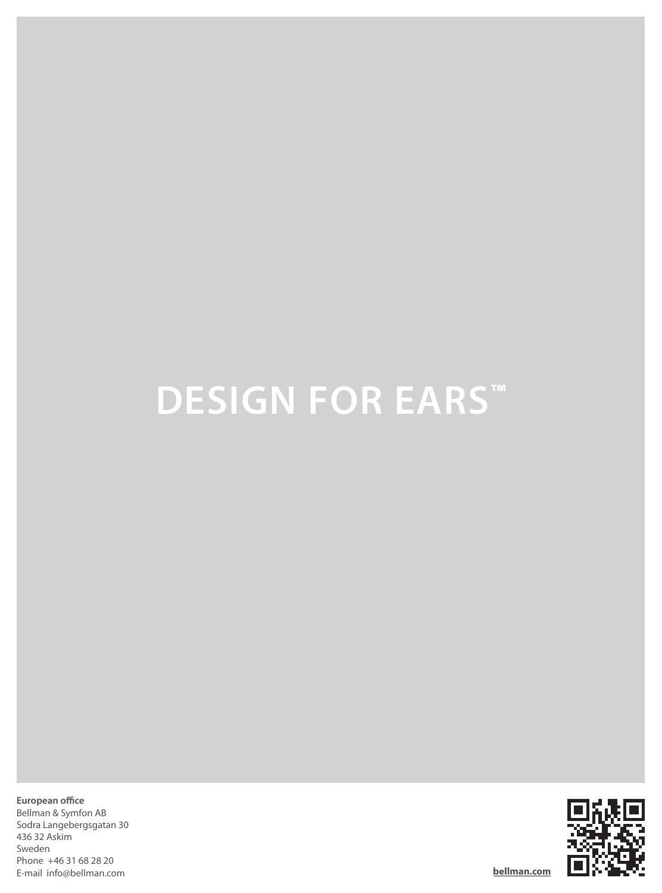# DESIGN FOR EARS™

**European office**
Bellman & Symfon AB
Sodra Langebergsgatan 30
436 32 Askim
Sweden
Phone +46 31 68 28 20
E-mail info@bellman.com

**bellman.com**